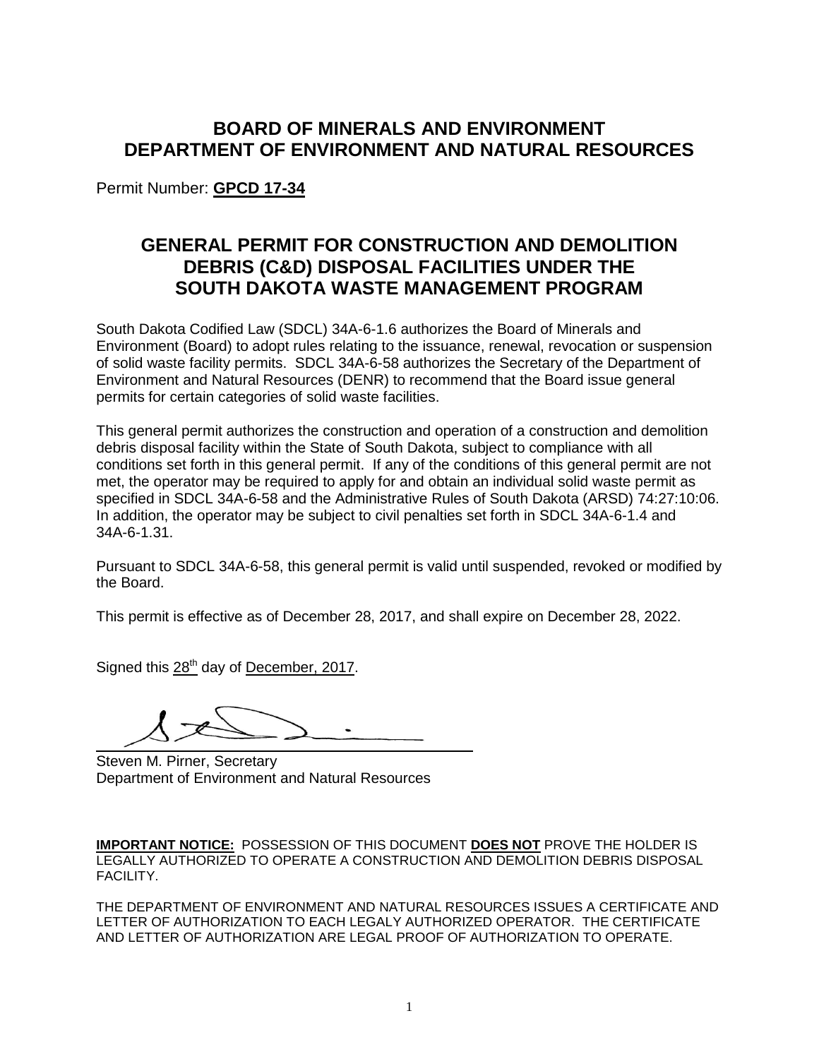# BOARD OF MINERALS AND ENVIRONMENT
# DEPARTMENT OF ENVIRONMENT AND NATURAL RESOURCES

Permit Number: **GPCD 17-34**

## GENERAL PERMIT FOR CONSTRUCTION AND DEMOLITION DEBRIS (C&D) DISPOSAL FACILITIES UNDER THE SOUTH DAKOTA WASTE MANAGEMENT PROGRAM

South Dakota Codified Law (SDCL) 34A-6-1.6 authorizes the Board of Minerals and Environment (Board) to adopt rules relating to the issuance, renewal, revocation or suspension of solid waste facility permits. SDCL 34A-6-58 authorizes the Secretary of the Department of Environment and Natural Resources (DENR) to recommend that the Board issue general permits for certain categories of solid waste facilities.

This general permit authorizes the construction and operation of a construction and demolition debris disposal facility within the State of South Dakota, subject to compliance with all conditions set forth in this general permit. If any of the conditions of this general permit are not met, the operator may be required to apply for and obtain an individual solid waste permit as specified in SDCL 34A-6-58 and the Administrative Rules of South Dakota (ARSD) 74:27:10:06. In addition, the operator may be subject to civil penalties set forth in SDCL 34A-6-1.4 and 34A-6-1.31.

Pursuant to SDCL 34A-6-58, this general permit is valid until suspended, revoked or modified by the Board.

This permit is effective as of December 28, 2017, and shall expire on December 28, 2022.

Signed this 28th day of December, 2017.

Steven M. Pirner, Secretary
Department of Environment and Natural Resources

**IMPORTANT NOTICE:** POSSESSION OF THIS DOCUMENT **DOES NOT** PROVE THE HOLDER IS LEGALLY AUTHORIZED TO OPERATE A CONSTRUCTION AND DEMOLITION DEBRIS DISPOSAL FACILITY.

THE DEPARTMENT OF ENVIRONMENT AND NATURAL RESOURCES ISSUES A CERTIFICATE AND LETTER OF AUTHORIZATION TO EACH LEGALY AUTHORIZED OPERATOR. THE CERTIFICATE AND LETTER OF AUTHORIZATION ARE LEGAL PROOF OF AUTHORIZATION TO OPERATE.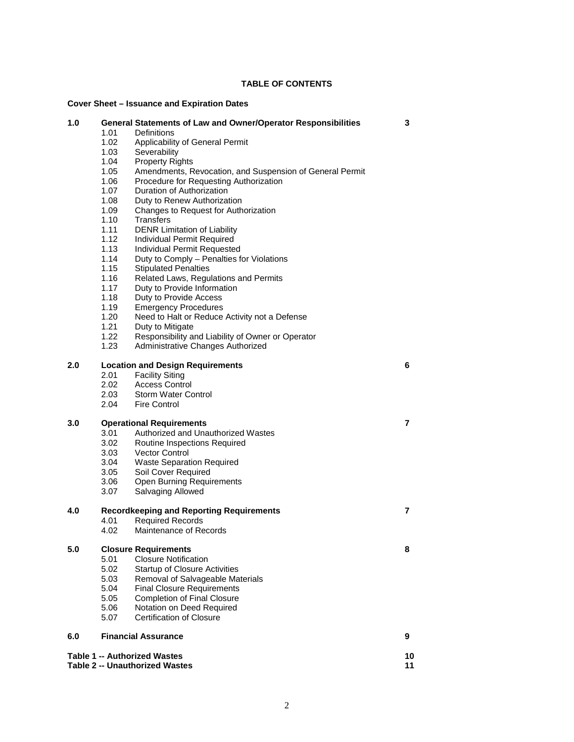## TABLE OF CONTENTS

**Cover Sheet – Issuance and Expiration Dates**

| | | Page |
|---|---|---|
| **1.0** | **General Statements of Law and Owner/Operator Responsibilities** | **3** |
| | 1.01 Definitions | |
| | 1.02 Applicability of General Permit | |
| | 1.03 Severability | |
| | 1.04 Property Rights | |
| | 1.05 Amendments, Revocation, and Suspension of General Permit | |
| | 1.06 Procedure for Requesting Authorization | |
| | 1.07 Duration of Authorization | |
| | 1.08 Duty to Renew Authorization | |
| | 1.09 Changes to Request for Authorization | |
| | 1.10 Transfers | |
| | 1.11 DENR Limitation of Liability | |
| | 1.12 Individual Permit Required | |
| | 1.13 Individual Permit Requested | |
| | 1.14 Duty to Comply – Penalties for Violations | |
| | 1.15 Stipulated Penalties | |
| | 1.16 Related Laws, Regulations and Permits | |
| | 1.17 Duty to Provide Information | |
| | 1.18 Duty to Provide Access | |
| | 1.19 Emergency Procedures | |
| | 1.20 Need to Halt or Reduce Activity not a Defense | |
| | 1.21 Duty to Mitigate | |
| | 1.22 Responsibility and Liability of Owner or Operator | |
| | 1.23 Administrative Changes Authorized | |
| **2.0** | **Location and Design Requirements** | **6** |
| | 2.01 Facility Siting | |
| | 2.02 Access Control | |
| | 2.03 Storm Water Control | |
| | 2.04 Fire Control | |
| **3.0** | **Operational Requirements** | **7** |
| | 3.01 Authorized and Unauthorized Wastes | |
| | 3.02 Routine Inspections Required | |
| | 3.03 Vector Control | |
| | 3.04 Waste Separation Required | |
| | 3.05 Soil Cover Required | |
| | 3.06 Open Burning Requirements | |
| | 3.07 Salvaging Allowed | |
| **4.0** | **Recordkeeping and Reporting Requirements** | **7** |
| | 4.01 Required Records | |
| | 4.02 Maintenance of Records | |
| **5.0** | **Closure Requirements** | **8** |
| | 5.01 Closure Notification | |
| | 5.02 Startup of Closure Activities | |
| | 5.03 Removal of Salvageable Materials | |
| | 5.04 Final Closure Requirements | |
| | 5.05 Completion of Final Closure | |
| | 5.06 Notation on Deed Required | |
| | 5.07 Certification of Closure | |
| **6.0** | **Financial Assurance** | **9** |

**Table 1 -- Authorized Wastes** **10**
**Table 2 -- Unauthorized Wastes** **11**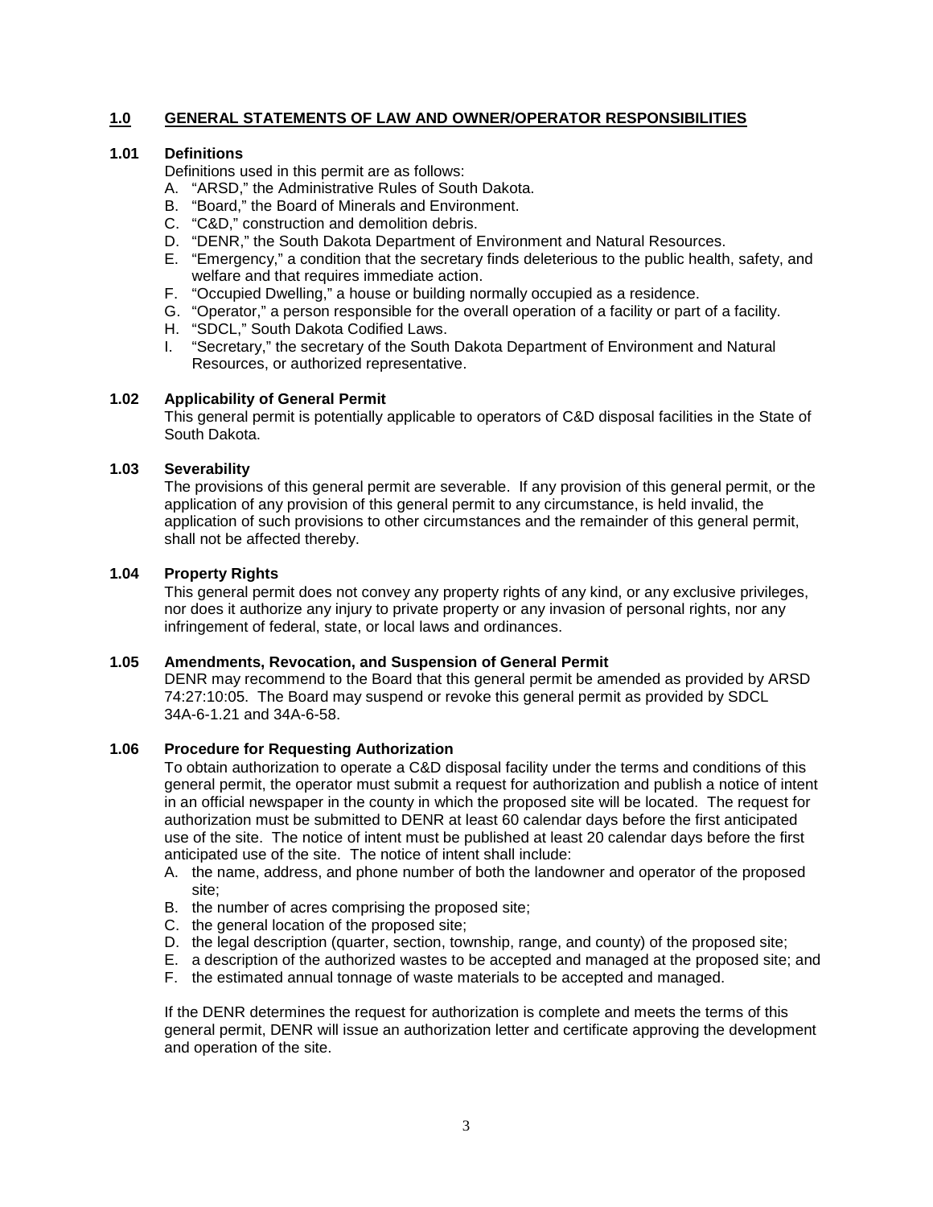## 1.0 GENERAL STATEMENTS OF LAW AND OWNER/OPERATOR RESPONSIBILITIES

### 1.01 Definitions

Definitions used in this permit are as follows:

A. "ARSD," the Administrative Rules of South Dakota.
B. "Board," the Board of Minerals and Environment.
C. "C&D," construction and demolition debris.
D. "DENR," the South Dakota Department of Environment and Natural Resources.
E. "Emergency," a condition that the secretary finds deleterious to the public health, safety, and welfare and that requires immediate action.
F. "Occupied Dwelling," a house or building normally occupied as a residence.
G. "Operator," a person responsible for the overall operation of a facility or part of a facility.
H. "SDCL," South Dakota Codified Laws.
I. "Secretary," the secretary of the South Dakota Department of Environment and Natural Resources, or authorized representative.

### 1.02 Applicability of General Permit

This general permit is potentially applicable to operators of C&D disposal facilities in the State of South Dakota.

### 1.03 Severability

The provisions of this general permit are severable. If any provision of this general permit, or the application of any provision of this general permit to any circumstance, is held invalid, the application of such provisions to other circumstances and the remainder of this general permit, shall not be affected thereby.

### 1.04 Property Rights

This general permit does not convey any property rights of any kind, or any exclusive privileges, nor does it authorize any injury to private property or any invasion of personal rights, nor any infringement of federal, state, or local laws and ordinances.

### 1.05 Amendments, Revocation, and Suspension of General Permit

DENR may recommend to the Board that this general permit be amended as provided by ARSD 74:27:10:05. The Board may suspend or revoke this general permit as provided by SDCL 34A-6-1.21 and 34A-6-58.

### 1.06 Procedure for Requesting Authorization

To obtain authorization to operate a C&D disposal facility under the terms and conditions of this general permit, the operator must submit a request for authorization and publish a notice of intent in an official newspaper in the county in which the proposed site will be located. The request for authorization must be submitted to DENR at least 60 calendar days before the first anticipated use of the site. The notice of intent must be published at least 20 calendar days before the first anticipated use of the site. The notice of intent shall include:

A. the name, address, and phone number of both the landowner and operator of the proposed site;
B. the number of acres comprising the proposed site;
C. the general location of the proposed site;
D. the legal description (quarter, section, township, range, and county) of the proposed site;
E. a description of the authorized wastes to be accepted and managed at the proposed site; and
F. the estimated annual tonnage of waste materials to be accepted and managed.

If the DENR determines the request for authorization is complete and meets the terms of this general permit, DENR will issue an authorization letter and certificate approving the development and operation of the site.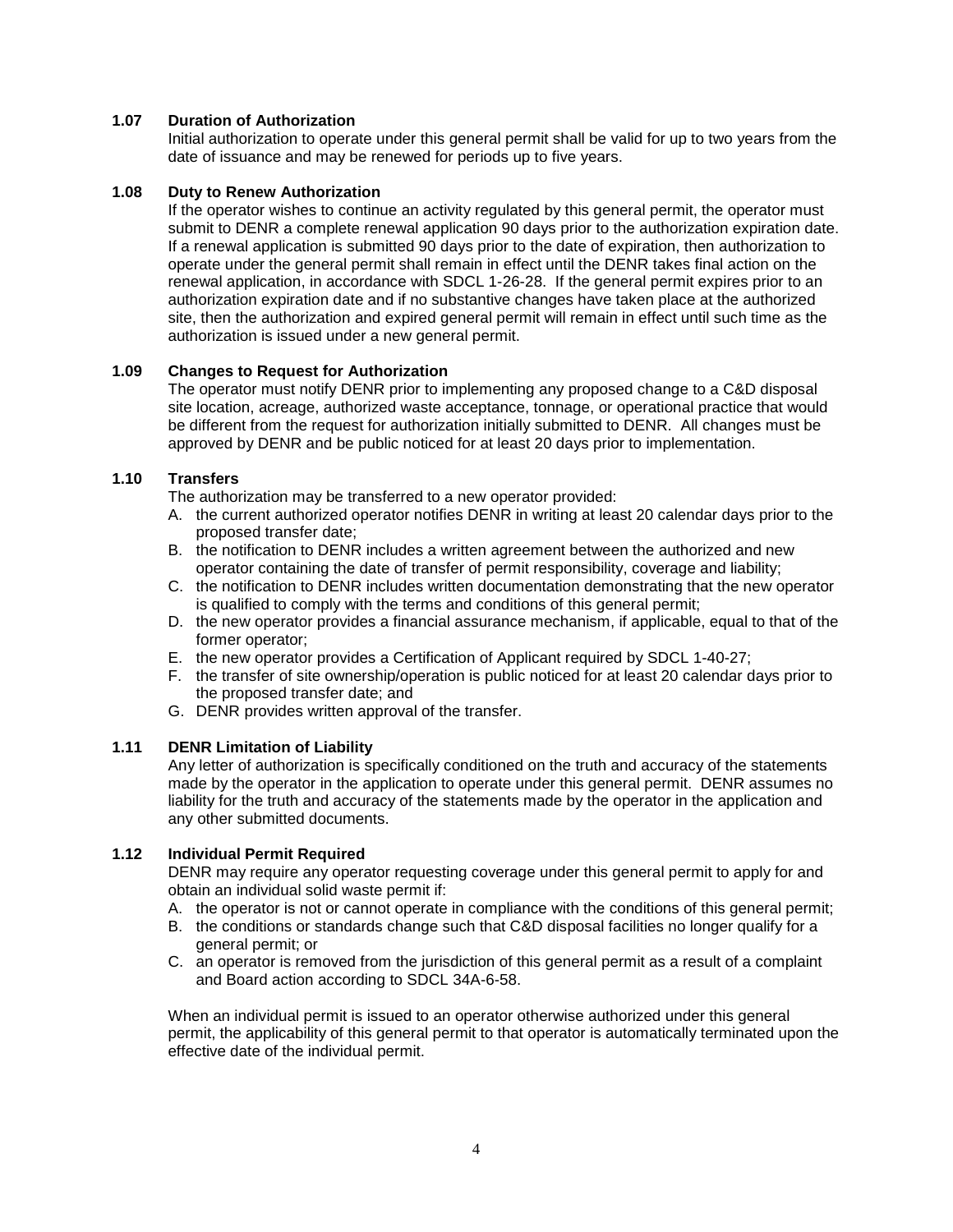### 1.07 Duration of Authorization

Initial authorization to operate under this general permit shall be valid for up to two years from the date of issuance and may be renewed for periods up to five years.

### 1.08 Duty to Renew Authorization

If the operator wishes to continue an activity regulated by this general permit, the operator must submit to DENR a complete renewal application 90 days prior to the authorization expiration date. If a renewal application is submitted 90 days prior to the date of expiration, then authorization to operate under the general permit shall remain in effect until the DENR takes final action on the renewal application, in accordance with SDCL 1-26-28. If the general permit expires prior to an authorization expiration date and if no substantive changes have taken place at the authorized site, then the authorization and expired general permit will remain in effect until such time as the authorization is issued under a new general permit.

### 1.09 Changes to Request for Authorization

The operator must notify DENR prior to implementing any proposed change to a C&D disposal site location, acreage, authorized waste acceptance, tonnage, or operational practice that would be different from the request for authorization initially submitted to DENR. All changes must be approved by DENR and be public noticed for at least 20 days prior to implementation.

### 1.10 Transfers

The authorization may be transferred to a new operator provided:

A. the current authorized operator notifies DENR in writing at least 20 calendar days prior to the proposed transfer date;
B. the notification to DENR includes a written agreement between the authorized and new operator containing the date of transfer of permit responsibility, coverage and liability;
C. the notification to DENR includes written documentation demonstrating that the new operator is qualified to comply with the terms and conditions of this general permit;
D. the new operator provides a financial assurance mechanism, if applicable, equal to that of the former operator;
E. the new operator provides a Certification of Applicant required by SDCL 1-40-27;
F. the transfer of site ownership/operation is public noticed for at least 20 calendar days prior to the proposed transfer date; and
G. DENR provides written approval of the transfer.

### 1.11 DENR Limitation of Liability

Any letter of authorization is specifically conditioned on the truth and accuracy of the statements made by the operator in the application to operate under this general permit. DENR assumes no liability for the truth and accuracy of the statements made by the operator in the application and any other submitted documents.

### 1.12 Individual Permit Required

DENR may require any operator requesting coverage under this general permit to apply for and obtain an individual solid waste permit if:

A. the operator is not or cannot operate in compliance with the conditions of this general permit;
B. the conditions or standards change such that C&D disposal facilities no longer qualify for a general permit; or
C. an operator is removed from the jurisdiction of this general permit as a result of a complaint and Board action according to SDCL 34A-6-58.

When an individual permit is issued to an operator otherwise authorized under this general permit, the applicability of this general permit to that operator is automatically terminated upon the effective date of the individual permit.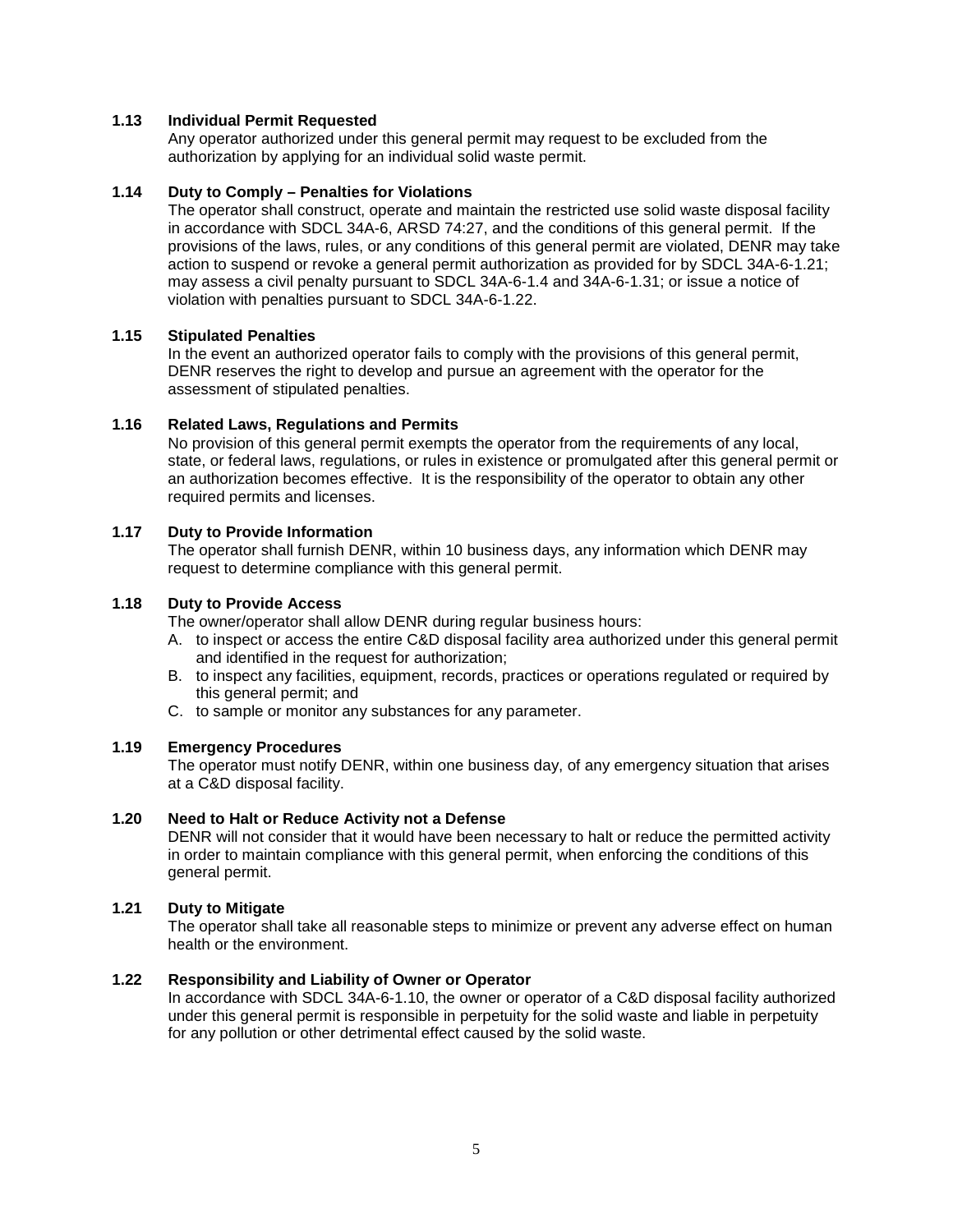**1.13 Individual Permit Requested**

Any operator authorized under this general permit may request to be excluded from the authorization by applying for an individual solid waste permit.

**1.14 Duty to Comply – Penalties for Violations**

The operator shall construct, operate and maintain the restricted use solid waste disposal facility in accordance with SDCL 34A-6, ARSD 74:27, and the conditions of this general permit. If the provisions of the laws, rules, or any conditions of this general permit are violated, DENR may take action to suspend or revoke a general permit authorization as provided for by SDCL 34A-6-1.21; may assess a civil penalty pursuant to SDCL 34A-6-1.4 and 34A-6-1.31; or issue a notice of violation with penalties pursuant to SDCL 34A-6-1.22.

**1.15 Stipulated Penalties**

In the event an authorized operator fails to comply with the provisions of this general permit, DENR reserves the right to develop and pursue an agreement with the operator for the assessment of stipulated penalties.

**1.16 Related Laws, Regulations and Permits**

No provision of this general permit exempts the operator from the requirements of any local, state, or federal laws, regulations, or rules in existence or promulgated after this general permit or an authorization becomes effective. It is the responsibility of the operator to obtain any other required permits and licenses.

**1.17 Duty to Provide Information**

The operator shall furnish DENR, within 10 business days, any information which DENR may request to determine compliance with this general permit.

**1.18 Duty to Provide Access**

The owner/operator shall allow DENR during regular business hours:

A. to inspect or access the entire C&D disposal facility area authorized under this general permit and identified in the request for authorization;
B. to inspect any facilities, equipment, records, practices or operations regulated or required by this general permit; and
C. to sample or monitor any substances for any parameter.

**1.19 Emergency Procedures**

The operator must notify DENR, within one business day, of any emergency situation that arises at a C&D disposal facility.

**1.20 Need to Halt or Reduce Activity not a Defense**

DENR will not consider that it would have been necessary to halt or reduce the permitted activity in order to maintain compliance with this general permit, when enforcing the conditions of this general permit.

**1.21 Duty to Mitigate**

The operator shall take all reasonable steps to minimize or prevent any adverse effect on human health or the environment.

**1.22 Responsibility and Liability of Owner or Operator**

In accordance with SDCL 34A-6-1.10, the owner or operator of a C&D disposal facility authorized under this general permit is responsible in perpetuity for the solid waste and liable in perpetuity for any pollution or other detrimental effect caused by the solid waste.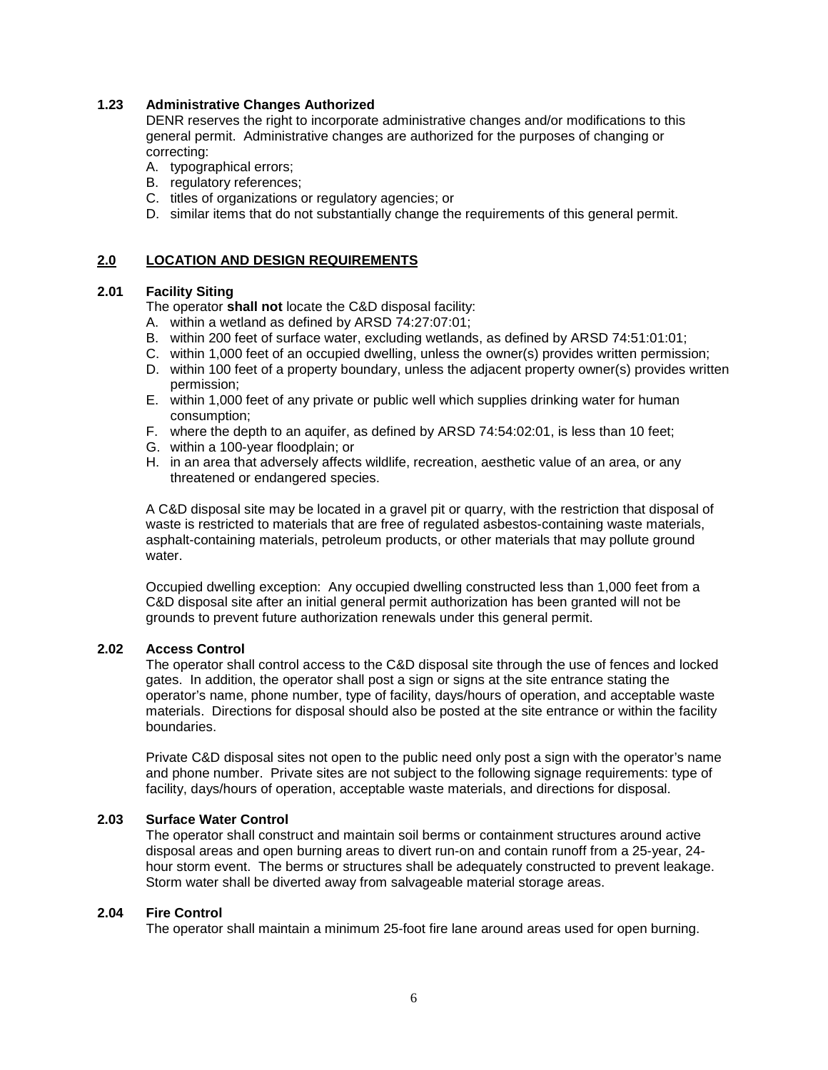### 1.23 Administrative Changes Authorized

DENR reserves the right to incorporate administrative changes and/or modifications to this general permit. Administrative changes are authorized for the purposes of changing or correcting:

A. typographical errors;
B. regulatory references;
C. titles of organizations or regulatory agencies; or
D. similar items that do not substantially change the requirements of this general permit.

## 2.0 LOCATION AND DESIGN REQUIREMENTS

### 2.01 Facility Siting

The operator **shall not** locate the C&D disposal facility:

A. within a wetland as defined by ARSD 74:27:07:01;
B. within 200 feet of surface water, excluding wetlands, as defined by ARSD 74:51:01:01;
C. within 1,000 feet of an occupied dwelling, unless the owner(s) provides written permission;
D. within 100 feet of a property boundary, unless the adjacent property owner(s) provides written permission;
E. within 1,000 feet of any private or public well which supplies drinking water for human consumption;
F. where the depth to an aquifer, as defined by ARSD 74:54:02:01, is less than 10 feet;
G. within a 100-year floodplain; or
H. in an area that adversely affects wildlife, recreation, aesthetic value of an area, or any threatened or endangered species.

A C&D disposal site may be located in a gravel pit or quarry, with the restriction that disposal of waste is restricted to materials that are free of regulated asbestos-containing waste materials, asphalt-containing materials, petroleum products, or other materials that may pollute ground water.

Occupied dwelling exception: Any occupied dwelling constructed less than 1,000 feet from a C&D disposal site after an initial general permit authorization has been granted will not be grounds to prevent future authorization renewals under this general permit.

### 2.02 Access Control

The operator shall control access to the C&D disposal site through the use of fences and locked gates. In addition, the operator shall post a sign or signs at the site entrance stating the operator's name, phone number, type of facility, days/hours of operation, and acceptable waste materials. Directions for disposal should also be posted at the site entrance or within the facility boundaries.

Private C&D disposal sites not open to the public need only post a sign with the operator's name and phone number. Private sites are not subject to the following signage requirements: type of facility, days/hours of operation, acceptable waste materials, and directions for disposal.

### 2.03 Surface Water Control

The operator shall construct and maintain soil berms or containment structures around active disposal areas and open burning areas to divert run-on and contain runoff from a 25-year, 24-hour storm event. The berms or structures shall be adequately constructed to prevent leakage. Storm water shall be diverted away from salvageable material storage areas.

### 2.04 Fire Control

The operator shall maintain a minimum 25-foot fire lane around areas used for open burning.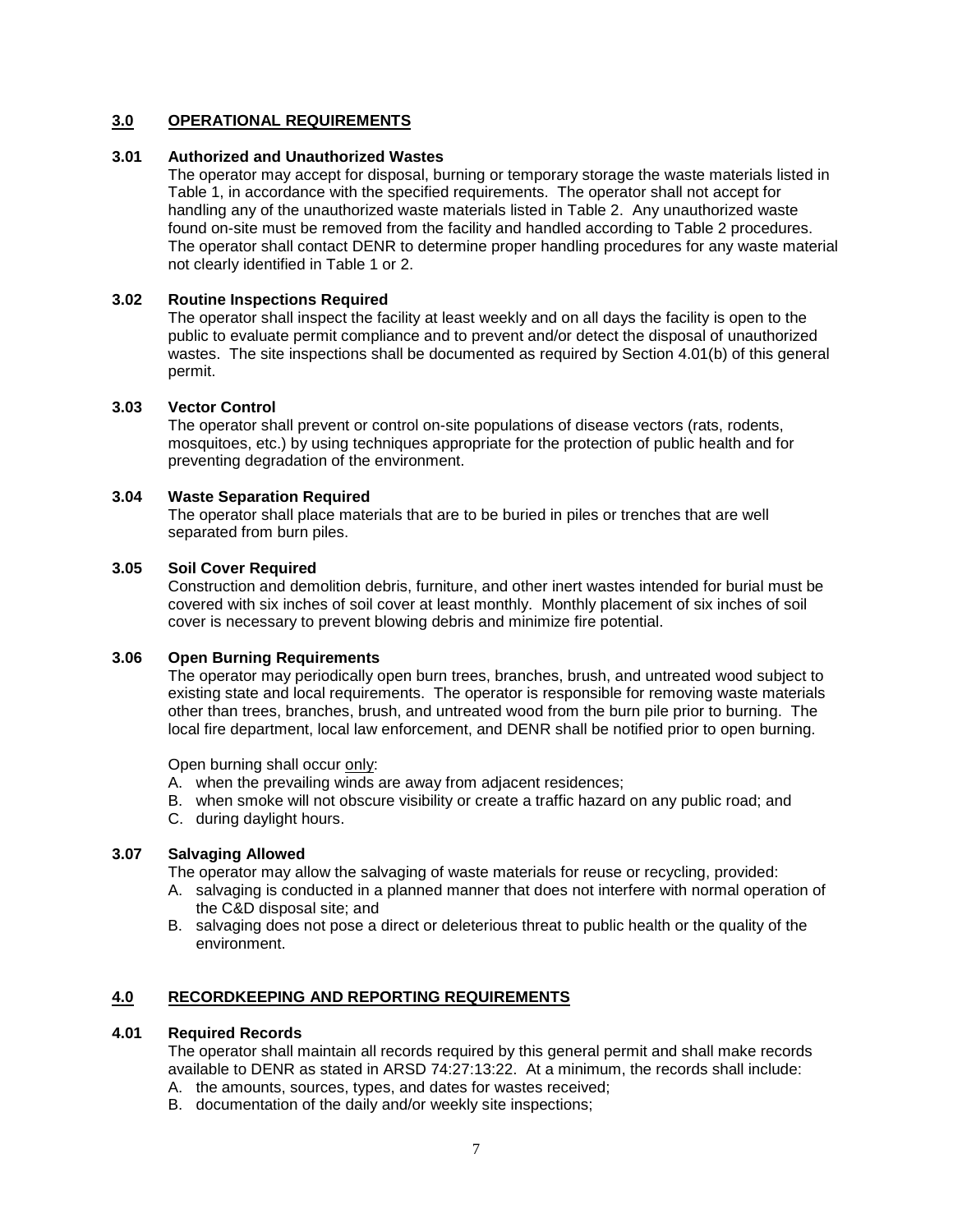## 3.0 OPERATIONAL REQUIREMENTS

### 3.01 Authorized and Unauthorized Wastes

The operator may accept for disposal, burning or temporary storage the waste materials listed in Table 1, in accordance with the specified requirements. The operator shall not accept for handling any of the unauthorized waste materials listed in Table 2. Any unauthorized waste found on-site must be removed from the facility and handled according to Table 2 procedures. The operator shall contact DENR to determine proper handling procedures for any waste material not clearly identified in Table 1 or 2.

### 3.02 Routine Inspections Required

The operator shall inspect the facility at least weekly and on all days the facility is open to the public to evaluate permit compliance and to prevent and/or detect the disposal of unauthorized wastes. The site inspections shall be documented as required by Section 4.01(b) of this general permit.

### 3.03 Vector Control

The operator shall prevent or control on-site populations of disease vectors (rats, rodents, mosquitoes, etc.) by using techniques appropriate for the protection of public health and for preventing degradation of the environment.

### 3.04 Waste Separation Required

The operator shall place materials that are to be buried in piles or trenches that are well separated from burn piles.

### 3.05 Soil Cover Required

Construction and demolition debris, furniture, and other inert wastes intended for burial must be covered with six inches of soil cover at least monthly. Monthly placement of six inches of soil cover is necessary to prevent blowing debris and minimize fire potential.

### 3.06 Open Burning Requirements

The operator may periodically open burn trees, branches, brush, and untreated wood subject to existing state and local requirements. The operator is responsible for removing waste materials other than trees, branches, brush, and untreated wood from the burn pile prior to burning. The local fire department, local law enforcement, and DENR shall be notified prior to open burning.

Open burning shall occur only:

A. when the prevailing winds are away from adjacent residences;
B. when smoke will not obscure visibility or create a traffic hazard on any public road; and
C. during daylight hours.

### 3.07 Salvaging Allowed

The operator may allow the salvaging of waste materials for reuse or recycling, provided:

A. salvaging is conducted in a planned manner that does not interfere with normal operation of the C&D disposal site; and
B. salvaging does not pose a direct or deleterious threat to public health or the quality of the environment.

## 4.0 RECORDKEEPING AND REPORTING REQUIREMENTS

### 4.01 Required Records

The operator shall maintain all records required by this general permit and shall make records available to DENR as stated in ARSD 74:27:13:22. At a minimum, the records shall include:

A. the amounts, sources, types, and dates for wastes received;
B. documentation of the daily and/or weekly site inspections;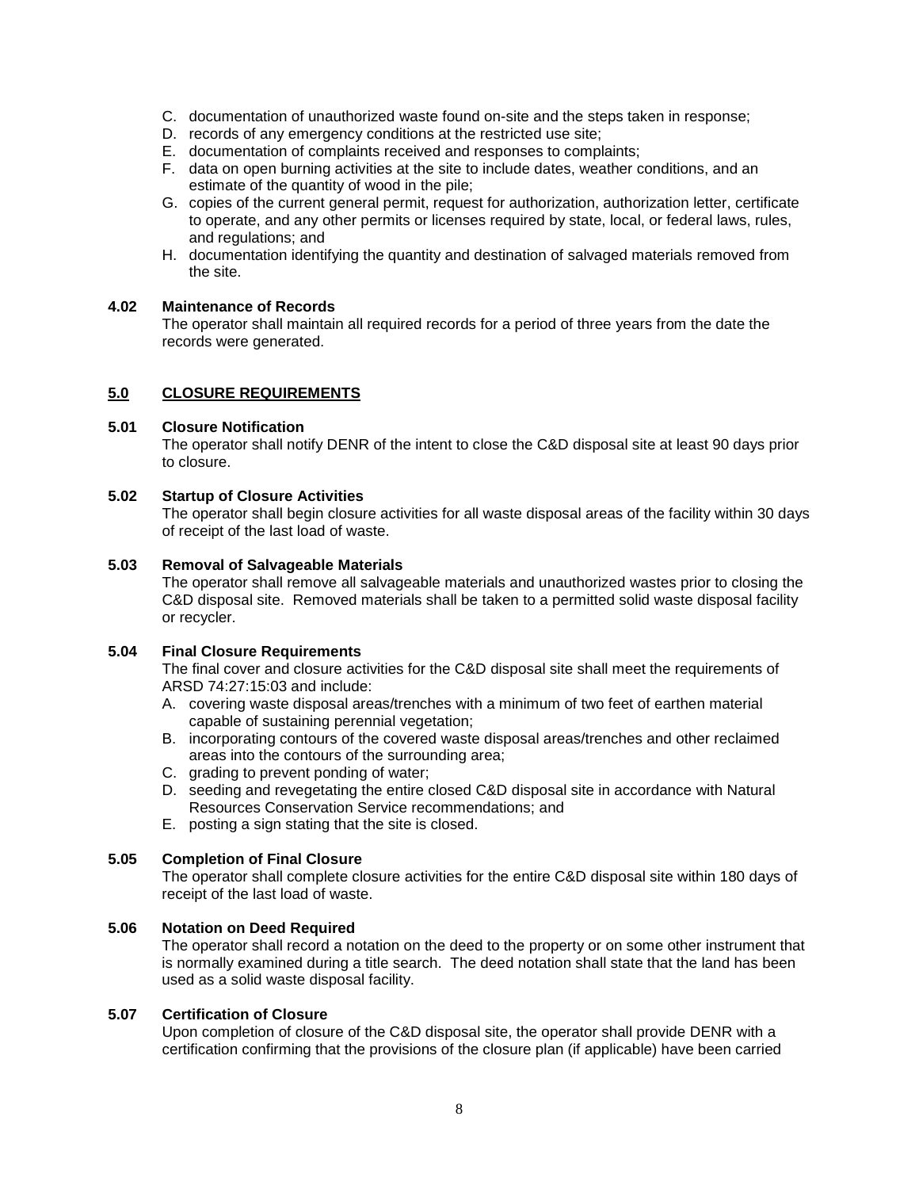C. documentation of unauthorized waste found on-site and the steps taken in response;
D. records of any emergency conditions at the restricted use site;
E. documentation of complaints received and responses to complaints;
F. data on open burning activities at the site to include dates, weather conditions, and an estimate of the quantity of wood in the pile;
G. copies of the current general permit, request for authorization, authorization letter, certificate to operate, and any other permits or licenses required by state, local, or federal laws, rules, and regulations; and
H. documentation identifying the quantity and destination of salvaged materials removed from the site.

### 4.02 Maintenance of Records

The operator shall maintain all required records for a period of three years from the date the records were generated.

## 5.0 CLOSURE REQUIREMENTS

### 5.01 Closure Notification

The operator shall notify DENR of the intent to close the C&D disposal site at least 90 days prior to closure.

### 5.02 Startup of Closure Activities

The operator shall begin closure activities for all waste disposal areas of the facility within 30 days of receipt of the last load of waste.

### 5.03 Removal of Salvageable Materials

The operator shall remove all salvageable materials and unauthorized wastes prior to closing the C&D disposal site. Removed materials shall be taken to a permitted solid waste disposal facility or recycler.

### 5.04 Final Closure Requirements

The final cover and closure activities for the C&D disposal site shall meet the requirements of ARSD 74:27:15:03 and include:

A. covering waste disposal areas/trenches with a minimum of two feet of earthen material capable of sustaining perennial vegetation;
B. incorporating contours of the covered waste disposal areas/trenches and other reclaimed areas into the contours of the surrounding area;
C. grading to prevent ponding of water;
D. seeding and revegetating the entire closed C&D disposal site in accordance with Natural Resources Conservation Service recommendations; and
E. posting a sign stating that the site is closed.

### 5.05 Completion of Final Closure

The operator shall complete closure activities for the entire C&D disposal site within 180 days of receipt of the last load of waste.

### 5.06 Notation on Deed Required

The operator shall record a notation on the deed to the property or on some other instrument that is normally examined during a title search. The deed notation shall state that the land has been used as a solid waste disposal facility.

### 5.07 Certification of Closure

Upon completion of closure of the C&D disposal site, the operator shall provide DENR with a certification confirming that the provisions of the closure plan (if applicable) have been carried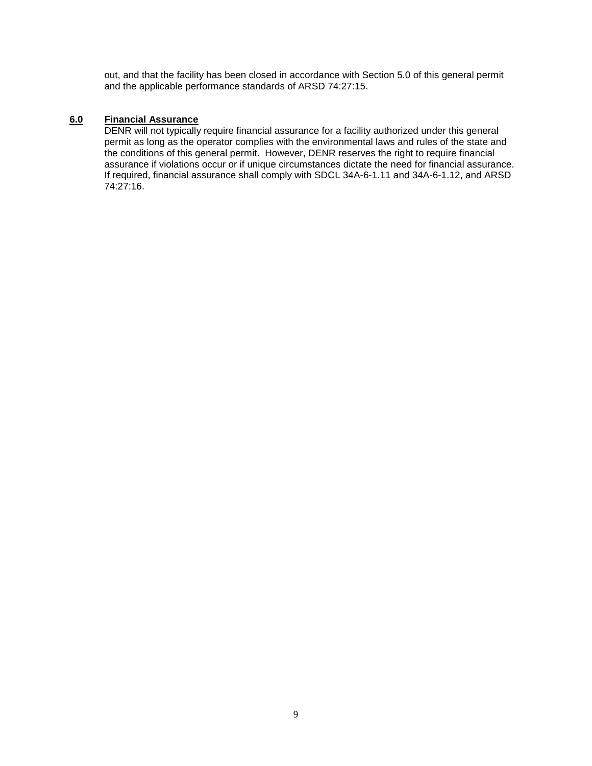out, and that the facility has been closed in accordance with Section 5.0 of this general permit and the applicable performance standards of ARSD 74:27:15.

## 6.0 Financial Assurance

DENR will not typically require financial assurance for a facility authorized under this general permit as long as the operator complies with the environmental laws and rules of the state and the conditions of this general permit. However, DENR reserves the right to require financial assurance if violations occur or if unique circumstances dictate the need for financial assurance. If required, financial assurance shall comply with SDCL 34A-6-1.11 and 34A-6-1.12, and ARSD 74:27:16.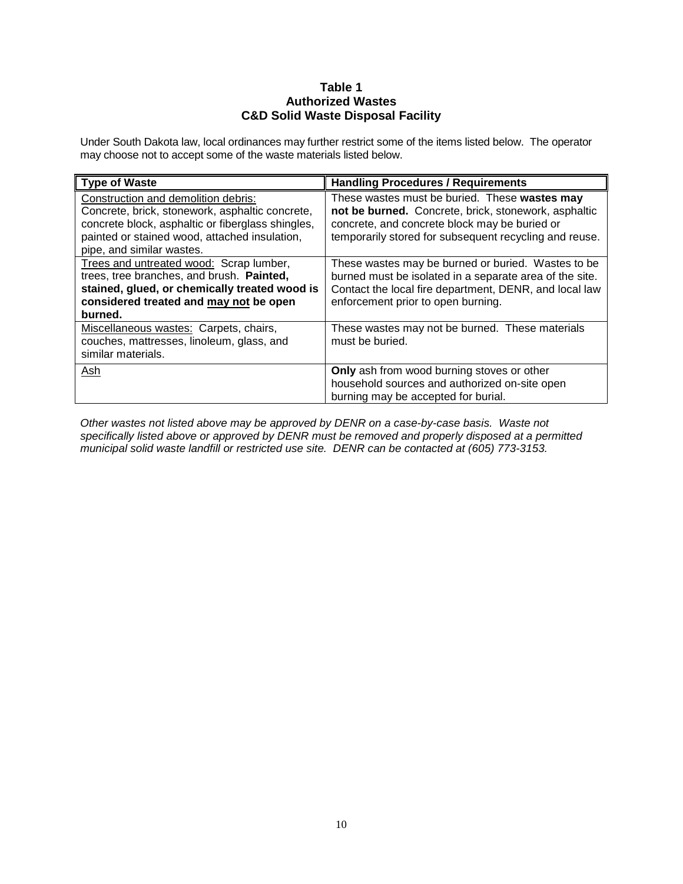**Table 1**
**Authorized Wastes**
**C&D Solid Waste Disposal Facility**

Under South Dakota law, local ordinances may further restrict some of the items listed below. The operator may choose not to accept some of the waste materials listed below.

| Type of Waste | Handling Procedures / Requirements |
|---|---|
| Construction and demolition debris: Concrete, brick, stonework, asphaltic concrete, concrete block, asphaltic or fiberglass shingles, painted or stained wood, attached insulation, pipe, and similar wastes. | These wastes must be buried. These **wastes may not be burned.** Concrete, brick, stonework, asphaltic concrete, and concrete block may be buried or temporarily stored for subsequent recycling and reuse. |
| Trees and untreated wood: Scrap lumber, trees, tree branches, and brush. **Painted, stained, glued, or chemically treated wood is considered treated and may not be open burned.** | These wastes may be burned or buried. Wastes to be burned must be isolated in a separate area of the site. Contact the local fire department, DENR, and local law enforcement prior to open burning. |
| Miscellaneous wastes: Carpets, chairs, couches, mattresses, linoleum, glass, and similar materials. | These wastes may not be burned. These materials must be buried. |
| Ash | **Only** ash from wood burning stoves or other household sources and authorized on-site open burning may be accepted for burial. |

*Other wastes not listed above may be approved by DENR on a case-by-case basis. Waste not specifically listed above or approved by DENR must be removed and properly disposed at a permitted municipal solid waste landfill or restricted use site. DENR can be contacted at (605) 773-3153.*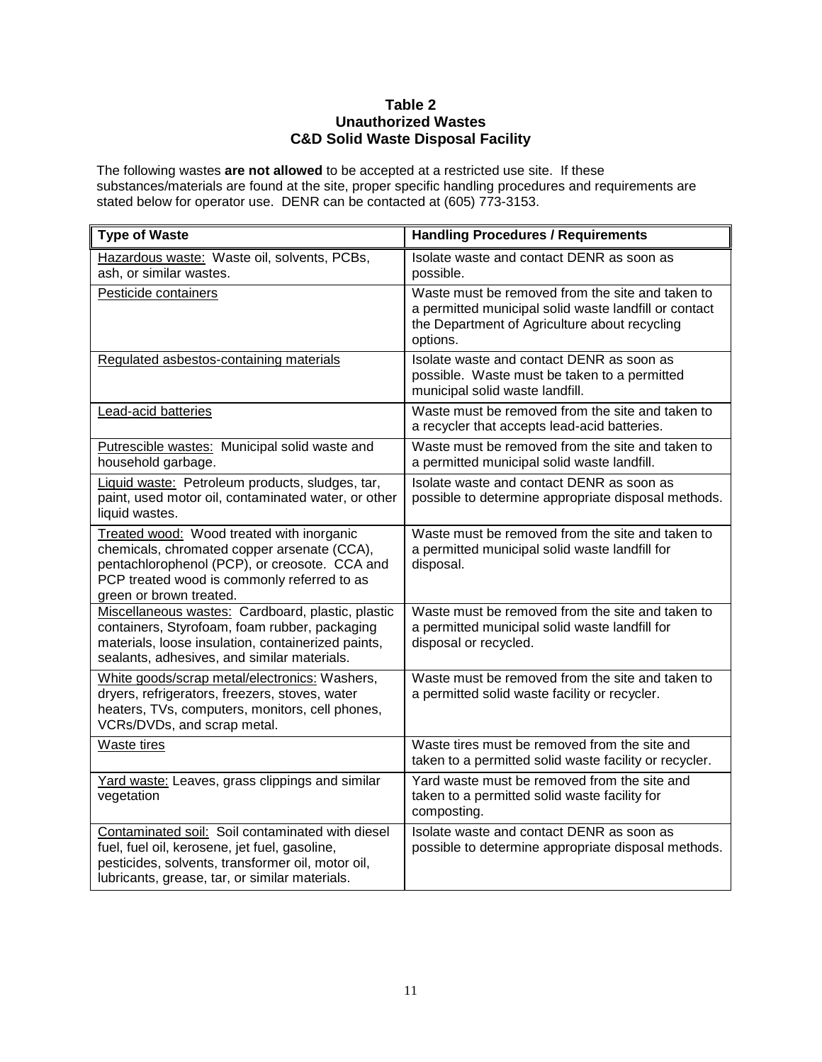**Table 2**
**Unauthorized Wastes**
**C&D Solid Waste Disposal Facility**

The following wastes **are not allowed** to be accepted at a restricted use site. If these substances/materials are found at the site, proper specific handling procedures and requirements are stated below for operator use. DENR can be contacted at (605) 773-3153.

| Type of Waste | Handling Procedures / Requirements |
|---|---|
| Hazardous waste: Waste oil, solvents, PCBs, ash, or similar wastes. | Isolate waste and contact DENR as soon as possible. |
| Pesticide containers | Waste must be removed from the site and taken to a permitted municipal solid waste landfill or contact the Department of Agriculture about recycling options. |
| Regulated asbestos-containing materials | Isolate waste and contact DENR as soon as possible. Waste must be taken to a permitted municipal solid waste landfill. |
| Lead-acid batteries | Waste must be removed from the site and taken to a recycler that accepts lead-acid batteries. |
| Putrescible wastes: Municipal solid waste and household garbage. | Waste must be removed from the site and taken to a permitted municipal solid waste landfill. |
| Liquid waste: Petroleum products, sludges, tar, paint, used motor oil, contaminated water, or other liquid wastes. | Isolate waste and contact DENR as soon as possible to determine appropriate disposal methods. |
| Treated wood: Wood treated with inorganic chemicals, chromated copper arsenate (CCA), pentachlorophenol (PCP), or creosote. CCA and PCP treated wood is commonly referred to as green or brown treated. | Waste must be removed from the site and taken to a permitted municipal solid waste landfill for disposal. |
| Miscellaneous wastes: Cardboard, plastic, plastic containers, Styrofoam, foam rubber, packaging materials, loose insulation, containerized paints, sealants, adhesives, and similar materials. | Waste must be removed from the site and taken to a permitted municipal solid waste landfill for disposal or recycled. |
| White goods/scrap metal/electronics: Washers, dryers, refrigerators, freezers, stoves, water heaters, TVs, computers, monitors, cell phones, VCRs/DVDs, and scrap metal. | Waste must be removed from the site and taken to a permitted solid waste facility or recycler. |
| Waste tires | Waste tires must be removed from the site and taken to a permitted solid waste facility or recycler. |
| Yard waste: Leaves, grass clippings and similar vegetation | Yard waste must be removed from the site and taken to a permitted solid waste facility for composting. |
| Contaminated soil: Soil contaminated with diesel fuel, fuel oil, kerosene, jet fuel, gasoline, pesticides, solvents, transformer oil, motor oil, lubricants, grease, tar, or similar materials. | Isolate waste and contact DENR as soon as possible to determine appropriate disposal methods. |